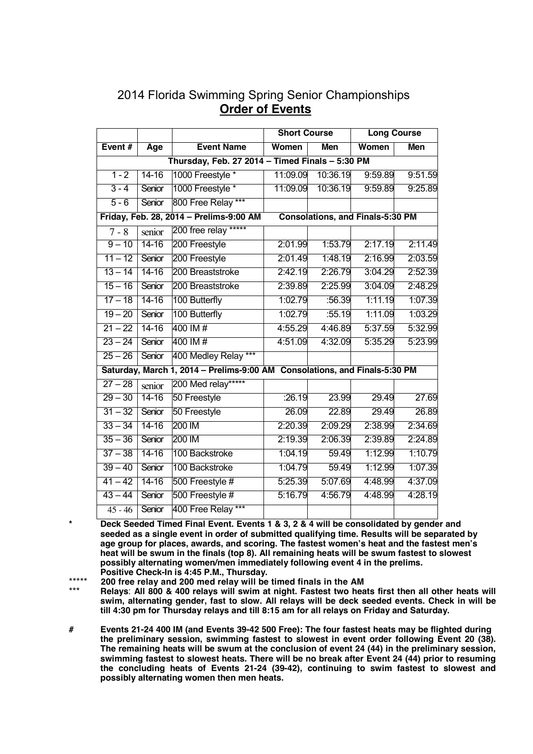# 2014 Florida Swimming Spring Senior Championships

## **Order of Events**

| | | | Short Course | | Long Course | |
|---|---|---|---|---|---|---|
| **Event #** | **Age** | **Event Name** | **Women** | **Men** | **Women** | **Men** |
| **Thursday, Feb. 27 2014 – Timed Finals – 5:30 PM** | | | | | | |
| 1 - 2 | 14-16 | 1000 Freestyle * | 11:09.09 | 10:36.19 | 9:59.89 | 9:51.59 |
| 3 - 4 | Senior | 1000 Freestyle * | 11:09.09 | 10:36.19 | 9:59.89 | 9:25.89 |
| 5 - 6 | Senior | 800 Free Relay *** | | | | |
| **Friday, Feb. 28, 2014 – Prelims-9:00 AM Consolations, and Finals-5:30 PM** | | | | | | |
| 7 - 8 | senior | 200 free relay ***** | | | | |
| 9 – 10 | 14-16 | 200 Freestyle | 2:01.99 | 1:53.79 | 2:17.19 | 2:11.49 |
| 11 – 12 | Senior | 200 Freestyle | 2:01.49 | 1:48.19 | 2:16.99 | 2:03.59 |
| 13 – 14 | 14-16 | 200 Breaststroke | 2:42.19 | 2:26.79 | 3:04.29 | 2:52.39 |
| 15 – 16 | Senior | 200 Breaststroke | 2:39.89 | 2:25.99 | 3:04.09 | 2:48.29 |
| 17 – 18 | 14-16 | 100 Butterfly | 1:02.79 | :56.39 | 1:11.19 | 1:07.39 |
| 19 – 20 | Senior | 100 Butterfly | 1:02.79 | :55.19 | 1:11.09 | 1:03.29 |
| 21 – 22 | 14-16 | 400 IM # | 4:55.29 | 4:46.89 | 5:37.59 | 5:32.99 |
| 23 – 24 | Senior | 400 IM # | 4:51.09 | 4:32.09 | 5:35.29 | 5:23.99 |
| 25 – 26 | Senior | 400 Medley Relay *** | | | | |
| **Saturday, March 1, 2014 – Prelims-9:00 AM Consolations, and Finals-5:30 PM** | | | | | | |
| 27 – 28 | senior | 200 Med relay***** | | | | |
| 29 – 30 | 14-16 | 50 Freestyle | :26.19 | 23.99 | 29.49 | 27.69 |
| 31 – 32 | Senior | 50 Freestyle | 26.09 | 22.89 | 29.49 | 26.89 |
| 33 – 34 | 14-16 | 200 IM | 2:20.39 | 2:09.29 | 2:38.99 | 2:34.69 |
| 35 – 36 | Senior | 200 IM | 2:19.39 | 2:06.39 | 2:39.89 | 2:24.89 |
| 37 – 38 | 14-16 | 100 Backstroke | 1:04.19 | 59.49 | 1:12.99 | 1:10.79 |
| 39 – 40 | Senior | 100 Backstroke | 1:04.79 | 59.49 | 1:12.99 | 1:07.39 |
| 41 – 42 | 14-16 | 500 Freestyle # | 5:25.39 | 5:07.69 | 4:48.99 | 4:37.09 |
| 43 – 44 | Senior | 500 Freestyle # | 5:16.79 | 4:56.79 | 4:48.99 | 4:28.19 |
| 45 - 46 | Senior | 400 Free Relay *** | | | | |

\* **Deck Seeded Timed Final Event. Events 1 & 3, 2 & 4 will be consolidated by gender and seeded as a single event in order of submitted qualifying time. Results will be separated by age group for places, awards, and scoring. The fastest women's heat and the fastest men's heat will be swum in the finals (top 8). All remaining heats will be swum fastest to slowest possibly alternating women/men immediately following event 4 in the prelims. Positive Check-In is 4:45 P.M., Thursday.**

***** **200 free relay and 200 med relay will be timed finals in the AM**

*** **Relays: All 800 & 400 relays will swim at night. Fastest two heats first then all other heats will swim, alternating gender, fast to slow. All relays will be deck seeded events. Check in will be till 4:30 pm for Thursday relays and till 8:15 am for all relays on Friday and Saturday.**

\# **Events 21-24 400 IM (and Events 39-42 500 Free): The four fastest heats may be flighted during the preliminary session, swimming fastest to slowest in event order following Event 20 (38). The remaining heats will be swum at the conclusion of event 24 (44) in the preliminary session, swimming fastest to slowest heats. There will be no break after Event 24 (44) prior to resuming the concluding heats of Events 21-24 (39-42), continuing to swim fastest to slowest and possibly alternating women then men heats.**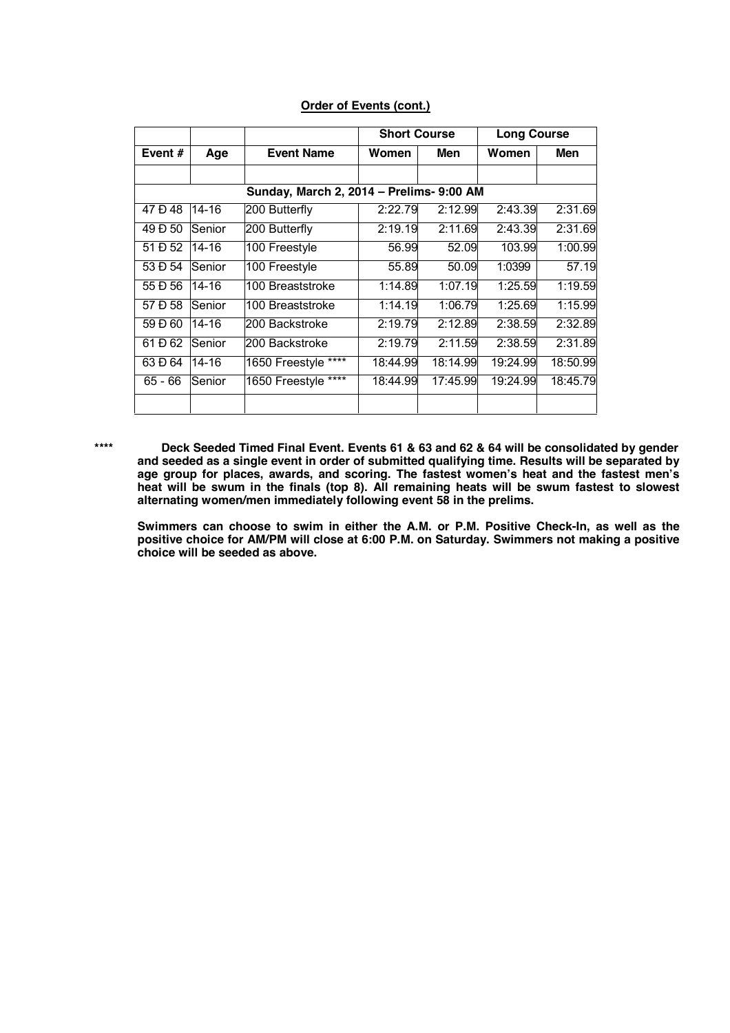**Order of Events (cont.)**

| | | | Short Course | | Long Course | |
|---|---|---|---|---|---|---|
| Event # | Age | Event Name | Women | Men | Women | Men |
| | | | | | | |
| Sunday, March 2, 2014 – Prelims- 9:00 AM | | | | | | |
| 47 Ð 48 | 14-16 | 200 Butterfly | 2:22.79 | 2:12.99 | 2:43.39 | 2:31.69 |
| 49 Ð 50 | Senior | 200 Butterfly | 2:19.19 | 2:11.69 | 2:43.39 | 2:31.69 |
| 51 Ð 52 | 14-16 | 100 Freestyle | 56.99 | 52.09 | 103.99 | 1:00.99 |
| 53 Ð 54 | Senior | 100 Freestyle | 55.89 | 50.09 | 1:0399 | 57.19 |
| 55 Ð 56 | 14-16 | 100 Breaststroke | 1:14.89 | 1:07.19 | 1:25.59 | 1:19.59 |
| 57 Ð 58 | Senior | 100 Breaststroke | 1:14.19 | 1:06.79 | 1:25.69 | 1:15.99 |
| 59 Ð 60 | 14-16 | 200 Backstroke | 2:19.79 | 2:12.89 | 2:38.59 | 2:32.89 |
| 61 Ð 62 | Senior | 200 Backstroke | 2:19.79 | 2:11.59 | 2:38.59 | 2:31.89 |
| 63 Ð 64 | 14-16 | 1650 Freestyle **** | 18:44.99 | 18:14.99 | 19:24.99 | 18:50.99 |
| 65 - 66 | Senior | 1650 Freestyle **** | 18:44.99 | 17:45.99 | 19:24.99 | 18:45.79 |
| | | | | | | |

**\*\*\*\* Deck Seeded Timed Final Event. Events 61 & 63 and 62 & 64 will be consolidated by gender and seeded as a single event in order of submitted qualifying time. Results will be separated by age group for places, awards, and scoring. The fastest women's heat and the fastest men's heat will be swum in the finals (top 8). All remaining heats will be swum fastest to slowest alternating women/men immediately following event 58 in the prelims.**

**Swimmers can choose to swim in either the A.M. or P.M. Positive Check-In, as well as the positive choice for AM/PM will close at 6:00 P.M. on Saturday. Swimmers not making a positive choice will be seeded as above.**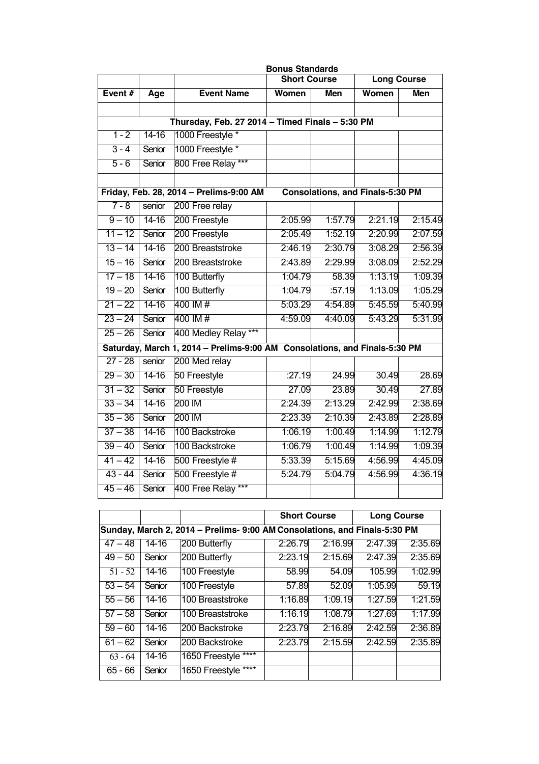**Bonus Standards**

| | | | Short Course | | Long Course | |
|---|---|---|---|---|---|---|
| Event # | Age | Event Name | Women | Men | Women | Men |
| | | | | | | |
| Thursday, Feb. 27 2014 – Timed Finals – 5:30 PM | | | | | | |
| 1 - 2 | 14-16 | 1000 Freestyle * | | | | |
| 3 - 4 | Senior | 1000 Freestyle * | | | | |
| 5 - 6 | Senior | 800 Free Relay *** | | | | |
| | | | | | | |
| Friday, Feb. 28, 2014 – Prelims-9:00 AM Consolations, and Finals-5:30 PM | | | | | | |
| 7 - 8 | senior | 200 Free relay | | | | |
| 9 – 10 | 14-16 | 200 Freestyle | 2:05.99 | 1:57.79 | 2:21.19 | 2:15.49 |
| 11 – 12 | Senior | 200 Freestyle | 2:05.49 | 1:52.19 | 2:20.99 | 2:07.59 |
| 13 – 14 | 14-16 | 200 Breaststroke | 2:46.19 | 2:30.79 | 3:08.29 | 2:56.39 |
| 15 – 16 | Senior | 200 Breaststroke | 2:43.89 | 2:29.99 | 3:08.09 | 2:52.29 |
| 17 – 18 | 14-16 | 100 Butterfly | 1:04.79 | 58.39 | 1:13.19 | 1:09.39 |
| 19 – 20 | Senior | 100 Butterfly | 1:04.79 | :57.19 | 1:13.09 | 1:05.29 |
| 21 – 22 | 14-16 | 400 IM # | 5:03.29 | 4:54.89 | 5:45.59 | 5:40.99 |
| 23 – 24 | Senior | 400 IM # | 4:59.09 | 4:40.09 | 5:43.29 | 5:31.99 |
| 25 – 26 | Senior | 400 Medley Relay *** | | | | |
| Saturday, March 1, 2014 – Prelims-9:00 AM Consolations, and Finals-5:30 PM | | | | | | |
| 27 - 28 | senior | 200 Med relay | | | | |
| 29 – 30 | 14-16 | 50 Freestyle | :27.19 | 24.99 | 30.49 | 28.69 |
| 31 – 32 | Senior | 50 Freestyle | 27.09 | 23.89 | 30.49 | 27.89 |
| 33 – 34 | 14-16 | 200 IM | 2:24.39 | 2:13.29 | 2:42.99 | 2:38.69 |
| 35 – 36 | Senior | 200 IM | 2:23.39 | 2:10.39 | 2:43.89 | 2:28.89 |
| 37 – 38 | 14-16 | 100 Backstroke | 1:06.19 | 1:00.49 | 1:14.99 | 1:12.79 |
| 39 – 40 | Senior | 100 Backstroke | 1:06.79 | 1:00.49 | 1:14.99 | 1:09.39 |
| 41 – 42 | 14-16 | 500 Freestyle # | 5:33.39 | 5:15.69 | 4:56.99 | 4:45.09 |
| 43 - 44 | Senior | 500 Freestyle # | 5:24.79 | 5:04.79 | 4:56.99 | 4:36.19 |
| 45 – 46 | Senior | 400 Free Relay *** | | | | |

| | | | Short Course | | Long Course | |
|---|---|---|---|---|---|---|
| Sunday, March 2, 2014 – Prelims- 9:00 AM Consolations, and Finals-5:30 PM | | | | | | |
| 47 – 48 | 14-16 | 200 Butterfly | 2:26.79 | 2:16.99 | 2:47.39 | 2:35.69 |
| 49 – 50 | Senior | 200 Butterfly | 2:23.19 | 2:15.69 | 2:47.39 | 2:35.69 |
| 51 - 52 | 14-16 | 100 Freestyle | 58.99 | 54.09 | 105.99 | 1:02.99 |
| 53 – 54 | Senior | 100 Freestyle | 57.89 | 52.09 | 1:05.99 | 59.19 |
| 55 – 56 | 14-16 | 100 Breaststroke | 1:16.89 | 1:09.19 | 1:27.59 | 1:21.59 |
| 57 – 58 | Senior | 100 Breaststroke | 1:16.19 | 1:08.79 | 1:27.69 | 1:17.99 |
| 59 – 60 | 14-16 | 200 Backstroke | 2:23.79 | 2:16.89 | 2:42.59 | 2:36.89 |
| 61 – 62 | Senior | 200 Backstroke | 2:23.79 | 2:15.59 | 2:42.59 | 2:35.89 |
| 63 - 64 | 14-16 | 1650 Freestyle **** | | | | |
| 65 - 66 | Senior | 1650 Freestyle **** | | | | |